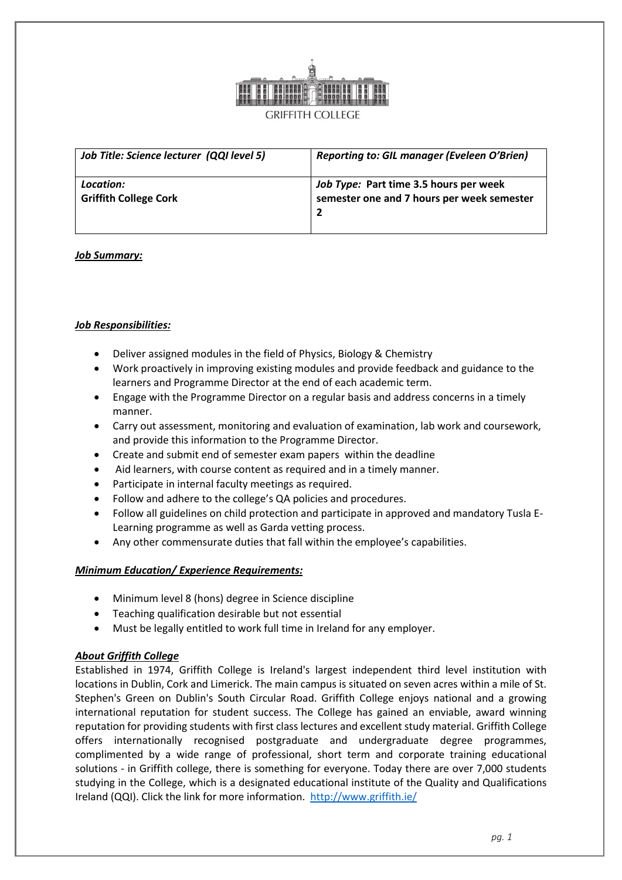GRIFFITH COLLEGE

| ***Job Title: Science lecturer (QQI level 5)*** | ***Reporting to: GIL manager (Eveleen O'Brien)*** |
|---|---|
| ***Location:*** **Griffith College Cork** | ***Job Type:*** **Part time 3.5 hours per week semester one and 7 hours per week semester 2** |

***Job Summary:***

***Job Responsibilities:***

- Deliver assigned modules in the field of Physics, Biology & Chemistry
- Work proactively in improving existing modules and provide feedback and guidance to the learners and Programme Director at the end of each academic term.
- Engage with the Programme Director on a regular basis and address concerns in a timely manner.
- Carry out assessment, monitoring and evaluation of examination, lab work and coursework, and provide this information to the Programme Director.
- Create and submit end of semester exam papers within the deadline
- Aid learners, with course content as required and in a timely manner.
- Participate in internal faculty meetings as required.
- Follow and adhere to the college's QA policies and procedures.
- Follow all guidelines on child protection and participate in approved and mandatory Tusla E-Learning programme as well as Garda vetting process.
- Any other commensurate duties that fall within the employee's capabilities.

***Minimum Education/ Experience Requirements:***

- Minimum level 8 (hons) degree in Science discipline
- Teaching qualification desirable but not essential
- Must be legally entitled to work full time in Ireland for any employer.

***About Griffith College***

Established in 1974, Griffith College is Ireland's largest independent third level institution with locations in Dublin, Cork and Limerick. The main campus is situated on seven acres within a mile of St. Stephen's Green on Dublin's South Circular Road. Griffith College enjoys national and a growing international reputation for student success. The College has gained an enviable, award winning reputation for providing students with first class lectures and excellent study material. Griffith College offers internationally recognised postgraduate and undergraduate degree programmes, complimented by a wide range of professional, short term and corporate training educational solutions - in Griffith college, there is something for everyone. Today there are over 7,000 students studying in the College, which is a designated educational institute of the Quality and Qualifications Ireland (QQI). Click the link for more information. http://www.griffith.ie/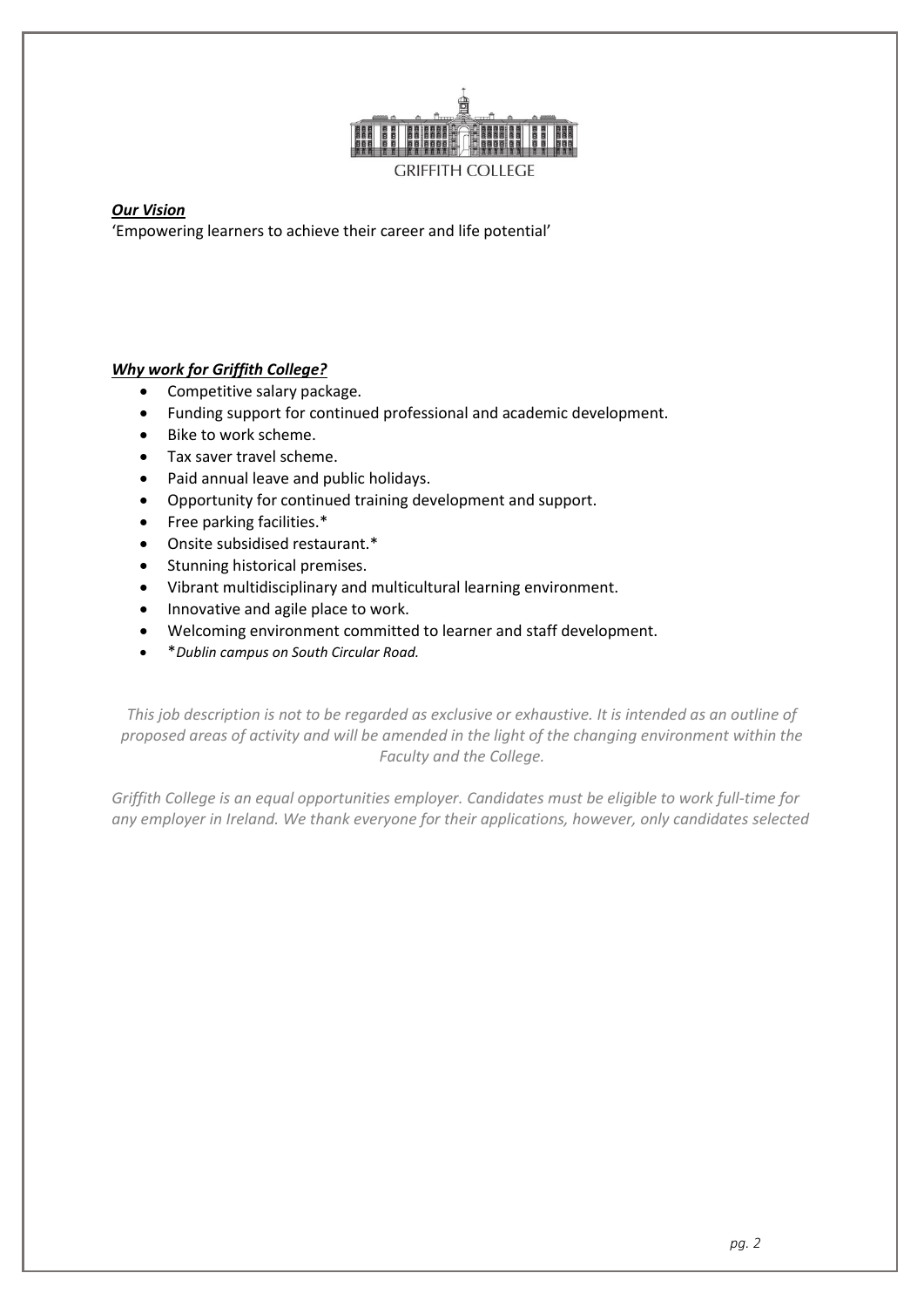GRIFFITH COLLEGE

***Our Vision***

'Empowering learners to achieve their career and life potential'

***Why work for Griffith College?***

- Competitive salary package.
- Funding support for continued professional and academic development.
- Bike to work scheme.
- Tax saver travel scheme.
- Paid annual leave and public holidays.
- Opportunity for continued training development and support.
- Free parking facilities.*
- Onsite subsidised restaurant.*
- Stunning historical premises.
- Vibrant multidisciplinary and multicultural learning environment.
- Innovative and agile place to work.
- Welcoming environment committed to learner and staff development.
- **Dublin campus on South Circular Road.*

*This job description is not to be regarded as exclusive or exhaustive. It is intended as an outline of proposed areas of activity and will be amended in the light of the changing environment within the Faculty and the College.*

*Griffith College is an equal opportunities employer. Candidates must be eligible to work full-time for any employer in Ireland. We thank everyone for their applications, however, only candidates selected*